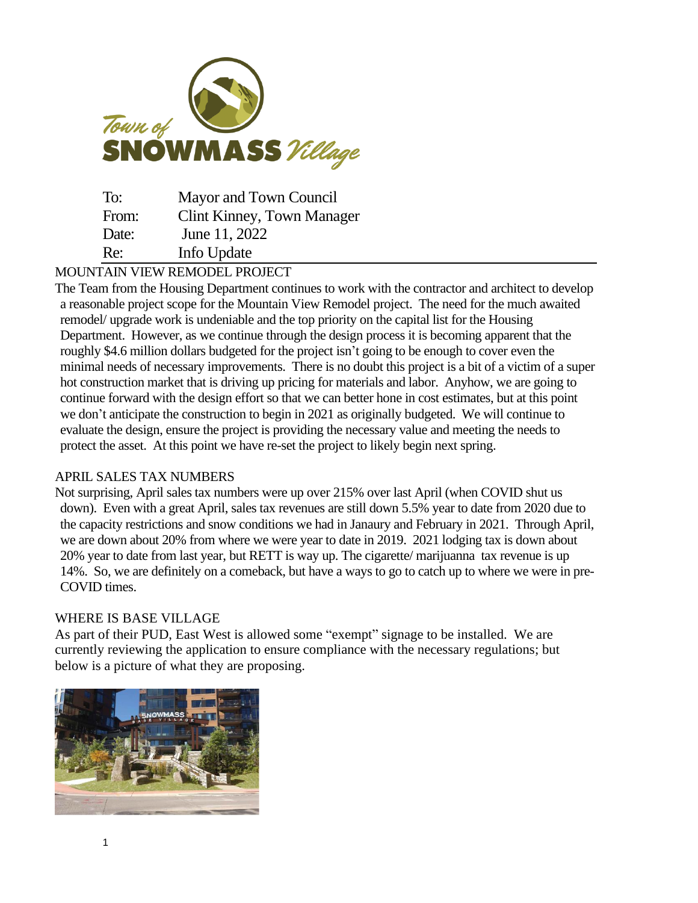Town of SNOWMASS Village

| To: | Mayor and Town Council |
|---|---|
| From: | Clint Kinney, Town Manager |
| Date: | June 11, 2022 |
| Re: | Info Update |

## MOUNTAIN VIEW REMODEL PROJECT

The Team from the Housing Department continues to work with the contractor and architect to develop a reasonable project scope for the Mountain View Remodel project. The need for the much awaited remodel/ upgrade work is undeniable and the top priority on the capital list for the Housing Department. However, as we continue through the design process it is becoming apparent that the roughly $4.6 million dollars budgeted for the project isn't going to be enough to cover even the minimal needs of necessary improvements. There is no doubt this project is a bit of a victim of a super hot construction market that is driving up pricing for materials and labor. Anyhow, we are going to continue forward with the design effort so that we can better hone in cost estimates, but at this point we don't anticipate the construction to begin in 2021 as originally budgeted. We will continue to evaluate the design, ensure the project is providing the necessary value and meeting the needs to protect the asset. At this point we have re-set the project to likely begin next spring.

## APRIL SALES TAX NUMBERS

Not surprising, April sales tax numbers were up over 215% over last April (when COVID shut us down). Even with a great April, sales tax revenues are still down 5.5% year to date from 2020 due to the capacity restrictions and snow conditions we had in Janaury and February in 2021. Through April, we are down about 20% from where we were year to date in 2019. 2021 lodging tax is down about 20% year to date from last year, but RETT is way up. The cigarette/ marijuanna tax revenue is up 14%. So, we are definitely on a comeback, but have a ways to go to catch up to where we were in pre-COVID times.

## WHERE IS BASE VILLAGE

As part of their PUD, East West is allowed some "exempt" signage to be installed. We are currently reviewing the application to ensure compliance with the necessary regulations; but below is a picture of what they are proposing.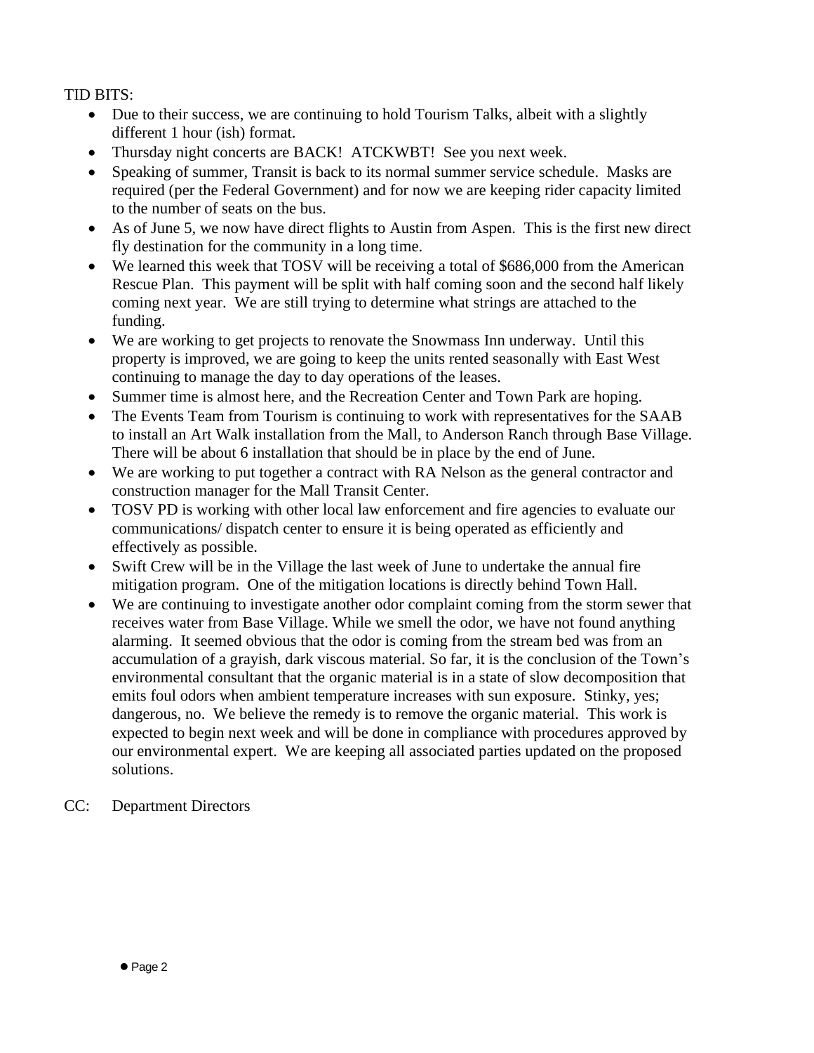TID BITS:

- Due to their success, we are continuing to hold Tourism Talks, albeit with a slightly different 1 hour (ish) format.
- Thursday night concerts are BACK! ATCKWBT! See you next week.
- Speaking of summer, Transit is back to its normal summer service schedule. Masks are required (per the Federal Government) and for now we are keeping rider capacity limited to the number of seats on the bus.
- As of June 5, we now have direct flights to Austin from Aspen. This is the first new direct fly destination for the community in a long time.
- We learned this week that TOSV will be receiving a total of $686,000 from the American Rescue Plan. This payment will be split with half coming soon and the second half likely coming next year. We are still trying to determine what strings are attached to the funding.
- We are working to get projects to renovate the Snowmass Inn underway. Until this property is improved, we are going to keep the units rented seasonally with East West continuing to manage the day to day operations of the leases.
- Summer time is almost here, and the Recreation Center and Town Park are hoping.
- The Events Team from Tourism is continuing to work with representatives for the SAAB to install an Art Walk installation from the Mall, to Anderson Ranch through Base Village. There will be about 6 installation that should be in place by the end of June.
- We are working to put together a contract with RA Nelson as the general contractor and construction manager for the Mall Transit Center.
- TOSV PD is working with other local law enforcement and fire agencies to evaluate our communications/ dispatch center to ensure it is being operated as efficiently and effectively as possible.
- Swift Crew will be in the Village the last week of June to undertake the annual fire mitigation program. One of the mitigation locations is directly behind Town Hall.
- We are continuing to investigate another odor complaint coming from the storm sewer that receives water from Base Village. While we smell the odor, we have not found anything alarming. It seemed obvious that the odor is coming from the stream bed was from an accumulation of a grayish, dark viscous material. So far, it is the conclusion of the Town's environmental consultant that the organic material is in a state of slow decomposition that emits foul odors when ambient temperature increases with sun exposure. Stinky, yes; dangerous, no. We believe the remedy is to remove the organic material. This work is expected to begin next week and will be done in compliance with procedures approved by our environmental expert. We are keeping all associated parties updated on the proposed solutions.

CC: Department Directors